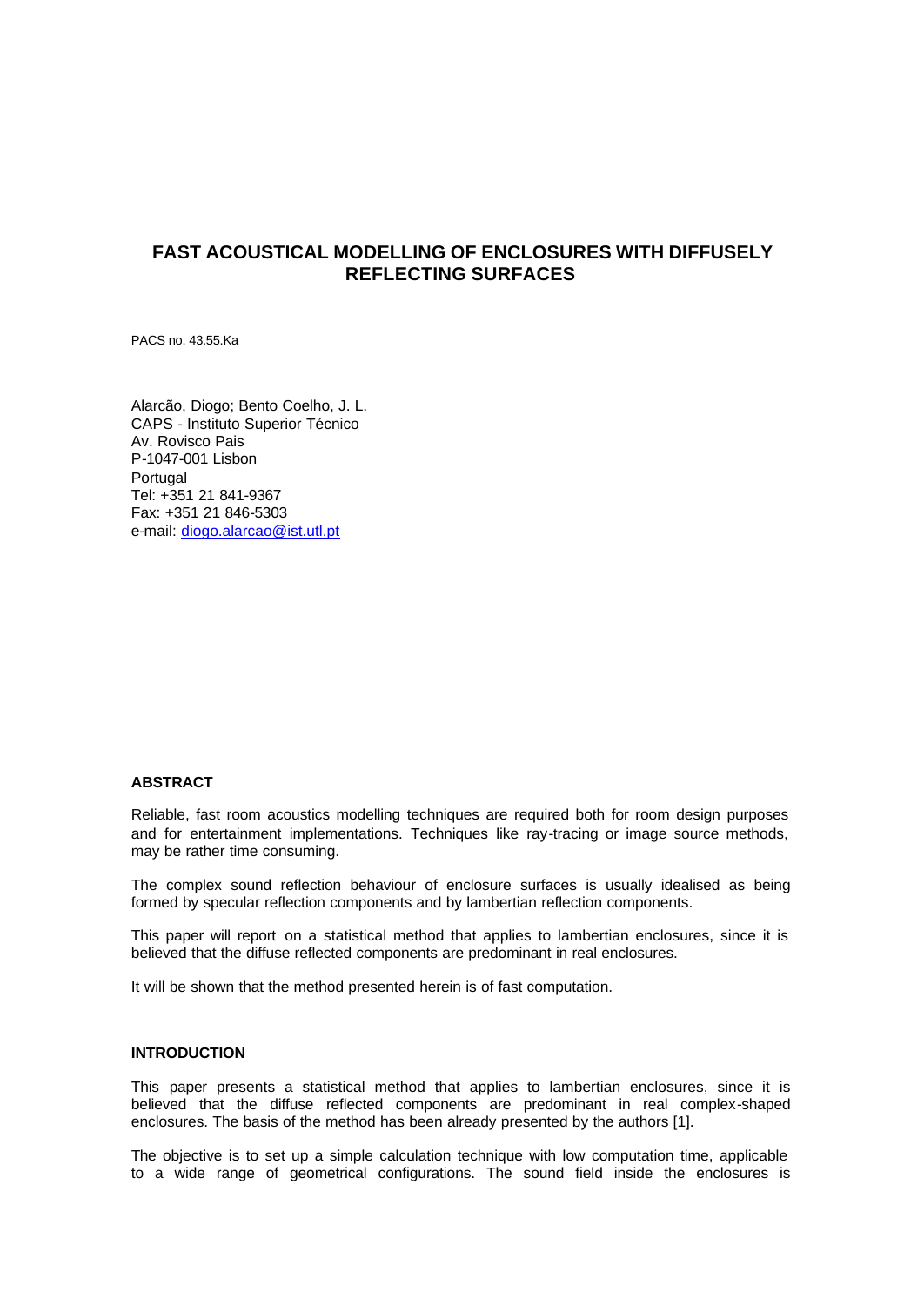# FAST ACOUSTICAL MODELLING OF ENCLOSURES WITH DIFFUSELY REFLECTING SURFACES

PACS no. 43.55.Ka

Alarcão, Diogo; Bento Coelho, J. L.
CAPS - Instituto Superior Técnico
Av. Rovisco Pais
P-1047-001 Lisbon
Portugal
Tel: +351 21 841-9367
Fax: +351 21 846-5303
e-mail: diogo.alarcao@ist.utl.pt

## ABSTRACT

Reliable, fast room acoustics modelling techniques are required both for room design purposes and for entertainment implementations. Techniques like ray-tracing or image source methods, may be rather time consuming.

The complex sound reflection behaviour of enclosure surfaces is usually idealised as being formed by specular reflection components and by lambertian reflection components.

This paper will report on a statistical method that applies to lambertian enclosures, since it is believed that the diffuse reflected components are predominant in real enclosures.

It will be shown that the method presented herein is of fast computation.

## INTRODUCTION

This paper presents a statistical method that applies to lambertian enclosures, since it is believed that the diffuse reflected components are predominant in real complex-shaped enclosures. The basis of the method has been already presented by the authors [1].

The objective is to set up a simple calculation technique with low computation time, applicable to a wide range of geometrical configurations. The sound field inside the enclosures is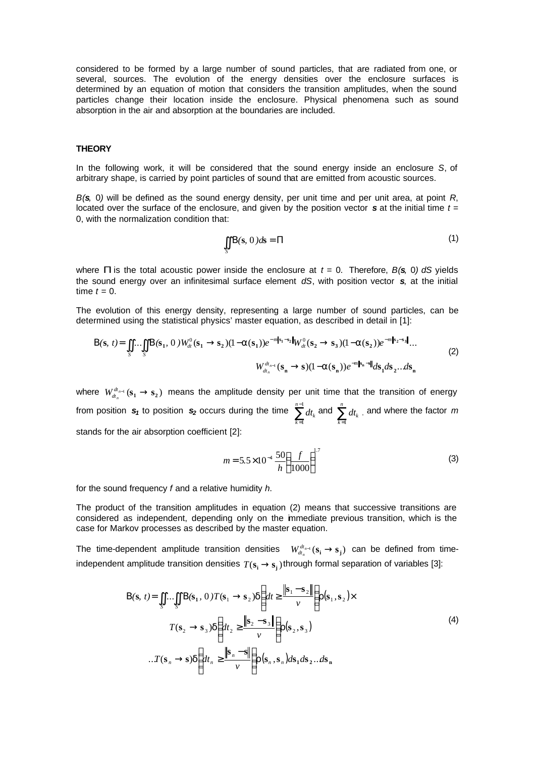considered to be formed by a large number of sound particles, that are radiated from one, or several, sources. The evolution of the energy densities over the enclosure surfaces is determined by an equation of motion that considers the transition amplitudes, when the sound particles change their location inside the enclosure. Physical phenomena such as sound absorption in the air and absorption at the boundaries are included.

## THEORY

In the following work, it will be considered that the sound energy inside an enclosure $S$, of arbitrary shape, is carried by point particles of sound that are emitted from acoustic sources.

$B(\mathbf{s}, 0)$ will be defined as the sound energy density, per unit time and per unit area, at point $R$, located over the surface of the enclosure, and given by the position vector $\mathbf{s}$ at the initial time $t = 0$, with the normalization condition that:

$$\iint_S B(\mathbf{s}, 0)\, d\mathbf{s} = \Pi \tag{1}$$

where $\Pi$ is the total acoustic power inside the enclosure at $t = 0$. Therefore, $B(\mathbf{s}, 0)\, dS$ yields the sound energy over an infinitesimal surface element $dS$, with position vector $\mathbf{s}$, at the initial time $t = 0$.

The evolution of this energy density, representing a large number of sound particles, can be determined using the statistical physics' master equation, as described in detail in [1]:

$$\begin{aligned} B(\mathbf{s}, t) = \iint_S \ldots \iint_S B(\mathbf{s_1}, 0)\, W_{dt}^{0}(\mathbf{s_1} \to \mathbf{s_2})(1-\alpha(\mathbf{s_1}))e^{-m\|\mathbf{s_1}-\mathbf{s_2}\|} W_{dt}^{0}(\mathbf{s_2} \to \mathbf{s_3})(1-\alpha(\mathbf{s_2}))e^{-m\|\mathbf{s_2}-\mathbf{s_3}\|} \ldots \\ W_{dt_n}^{dt_{n-1}}(\mathbf{s_n} \to \mathbf{s})(1-\alpha(\mathbf{s_n}))e^{-m\|\mathbf{s_n}-\mathbf{s}\|} d\mathbf{s_1} d\mathbf{s_2} \ldots d\mathbf{s_n} \end{aligned} \tag{2}$$

where $W_{dt_n}^{dt_{n-1}}(\mathbf{s_1} \to \mathbf{s_2})$ means the amplitude density per unit time that the transition of energy from position $\mathbf{s_1}$ to position $\mathbf{s_2}$ occurs during the time $\sum_{k=1}^{n-1} dt_k$ and $\sum_{k=1}^{n} dt_k$, and where the factor $m$ stands for the air absorption coefficient [2]:

$$m = 5.5 \times 10^{-4}\, \frac{50}{h} \left(\frac{f}{1000}\right)^{1.7} \tag{3}$$

for the sound frequency $f$ and a relative humidity $h$.

The product of the transition amplitudes in equation (2) means that successive transitions are considered as independent, depending only on the immediate previous transition, which is the case for Markov processes as described by the master equation.

The time-dependent amplitude transition densities $W_{dt_n}^{dt_{n-1}}(\mathbf{s_i} \to \mathbf{s_j})$ can be defined from time-independent amplitude transition densities $T(\mathbf{s_i} \to \mathbf{s_j})$ through formal separation of variables [3]:

$$\begin{aligned} B(\mathbf{s}, t) = \iint_S \ldots \iint_S B(\mathbf{s_1}, 0)\, T(\mathbf{s}_1 \to \mathbf{s}_2)\, \delta\!\left(dt \geq \frac{\|\mathbf{s}_1 - \mathbf{s}_2\|}{v}\right) \rho(\mathbf{s}_1, \mathbf{s}_2) \times \\ T(\mathbf{s}_2 \to \mathbf{s}_3)\, \delta\!\left(dt_2 \geq \frac{\|\mathbf{s}_2 - \mathbf{s}_3\|}{v}\right) \rho(\mathbf{s}_2, \mathbf{s}_3) \\ \ldots T(\mathbf{s}_n \to \mathbf{s})\, \delta\!\left(dt_n \geq \frac{\|\mathbf{s}_n - \mathbf{s}\|}{v}\right) \rho(\mathbf{s}_n, \mathbf{s}_n)\, d\mathbf{s_1} d\mathbf{s_2} \ldots d\mathbf{s_n} \end{aligned} \tag{4}$$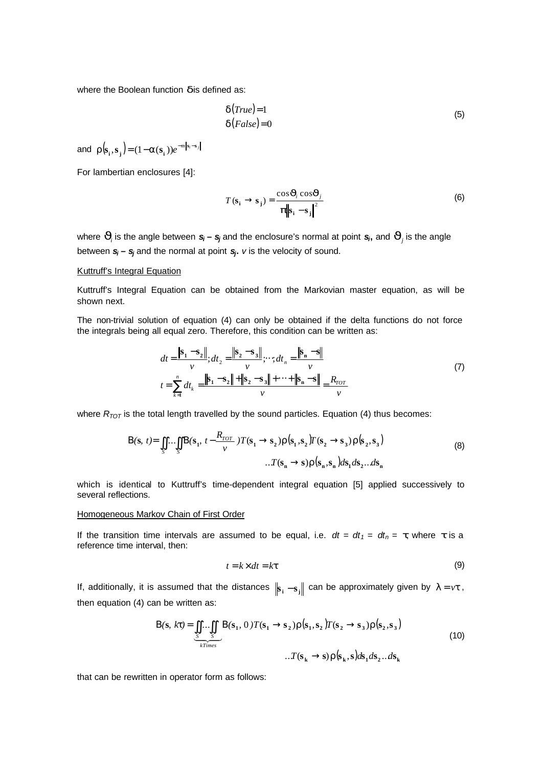where the Boolean function $\delta$ is defined as:

$$\delta(True)=1$$
$$\delta(False)=0 \tag{5}$$

and $\rho(\mathbf{s_i},\mathbf{s_j})=(1-\alpha(\mathbf{s_i}))e^{-m\|s_i-s_j\|}$

For lambertian enclosures [4]:

$$T(\mathbf{s_i}\rightarrow\mathbf{s_j})=\frac{\cos\vartheta_i\cos\vartheta_j}{\pi\|\mathbf{s_i}-\mathbf{s_j}\|^2} \tag{6}$$

where $\vartheta_i$ is the angle between $\boldsymbol{s_i} - \boldsymbol{s_j}$ and the enclosure's normal at point $\boldsymbol{s_i}$, and $\vartheta_j$ is the angle between $\boldsymbol{s_i} - \boldsymbol{s_j}$ and the normal at point $\boldsymbol{s_j}$. $v$ is the velocity of sound.

Kuttruff's Integral Equation

Kuttruff's Integral Equation can be obtained from the Markovian master equation, as will be shown next.

The non-trivial solution of equation (4) can only be obtained if the delta functions do not force the integrals being all equal zero. Therefore, this condition can be written as:

$$dt=\frac{\|\mathbf{s_1}-\mathbf{s_2}\|}{v};dt_2=\frac{\|\mathbf{s_2}-\mathbf{s_3}\|}{v};\cdots;dt_n=\frac{\|\mathbf{s_n}-\mathbf{s}\|}{v}$$
$$t=\sum_{k=1}^{n}dt_k=\frac{\|\mathbf{s_1}-\mathbf{s_2}\|+\|\mathbf{s_2}-\mathbf{s_3}\|+\cdots+\|\mathbf{s_n}-\mathbf{s}\|}{v}=\frac{R_{TOT}}{v} \tag{7}$$

where $R_{TOT}$ is the total length travelled by the sound particles. Equation (4) thus becomes:

$$B(\mathbf{s},t)=\iint_S\ldots\iint_S B\left(\mathbf{s_1},t-\frac{R_{TOT}}{v}\right)T(\mathbf{s_1}\rightarrow\mathbf{s_2})\rho(\mathbf{s_1},\mathbf{s_2})T(\mathbf{s_2}\rightarrow\mathbf{s_3})\rho(\mathbf{s_2},\mathbf{s_3})$$
$$\ldots T(\mathbf{s_n}\rightarrow\mathbf{s})\rho(\mathbf{s_n},\mathbf{s_n})d\mathbf{s_1}d\mathbf{s_2}\ldots d\mathbf{s_n} \tag{8}$$

which is identical to Kuttruff's time-dependent integral equation [5] applied successively to several reflections.

Homogeneous Markov Chain of First Order

If the transition time intervals are assumed to be equal, i.e. $dt = dt_1 = dt_n = \tau$, where $\tau$ is a reference time interval, then:

$$t=k\times dt=k\tau \tag{9}$$

If, additionally, it is assumed that the distances $\|\mathbf{s_i}-\mathbf{s_j}\|$ can be approximately given by $\lambda = v\tau$, then equation (4) can be written as:

$$B(\mathbf{s},k\tau)=\underbrace{\iint_S\ldots\iint_S}_{kTimes}B(\mathbf{s_1},0)T(\mathbf{s_1}\rightarrow\mathbf{s_2})\rho(\mathbf{s_1},\mathbf{s_2})T(\mathbf{s_2}\rightarrow\mathbf{s_3})\rho(\mathbf{s_2},\mathbf{s_3})$$
$$\ldots T(\mathbf{s_k}\rightarrow\mathbf{s})\rho(\mathbf{s_k},\mathbf{s})d\mathbf{s_1}d\mathbf{s_2}\ldots d\mathbf{s_k} \tag{10}$$

that can be rewritten in operator form as follows: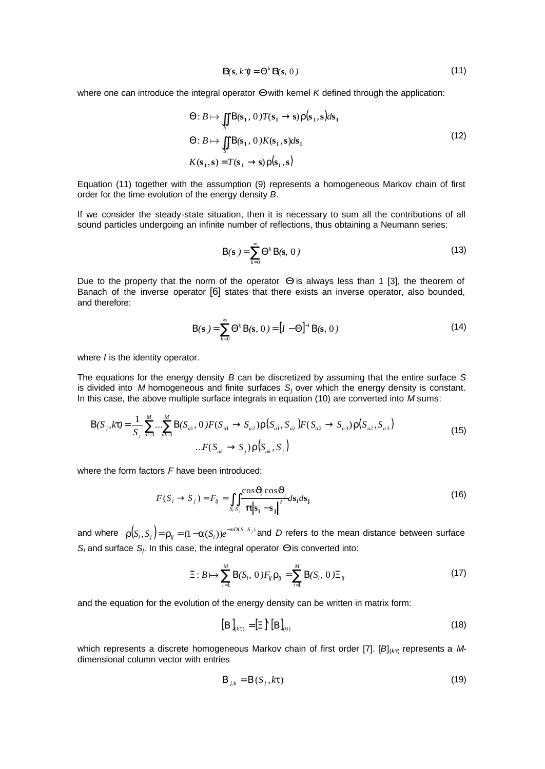$$B(\mathbf{s}, k\tau) = \Theta^k B(\mathbf{s}, 0) \tag{11}$$

where one can introduce the integral operator $\Theta$ with kernel $K$ defined through the application:

$$
\begin{aligned}
&\Theta : B \mapsto \iint_S B(\mathbf{s_1}, 0) T(\mathbf{s_1} \to \mathbf{s}) \rho(\mathbf{s_1}, \mathbf{s}) d\mathbf{s_1} \\
&\Theta : B \mapsto \iint_S B(\mathbf{s_1}, 0) K(\mathbf{s_1}, \mathbf{s}) d\mathbf{s_1} \\
&K(\mathbf{s_1}, \mathbf{s}) = T(\mathbf{s_1} \to \mathbf{s}) \rho(\mathbf{s_1}, \mathbf{s})
\end{aligned}
\tag{12}
$$

Equation (11) together with the assumption (9) represents a homogeneous Markov chain of first order for the time evolution of the energy density $B$.

If we consider the steady-state situation, then it is necessary to sum all the contributions of all sound particles undergoing an infinite number of reflections, thus obtaining a Neumann series:

$$B(\mathbf{s}) = \sum_{k=0}^{\infty} \Theta^k B(\mathbf{s}, 0) \tag{13}$$

Due to the property that the norm of the operator $\Theta$ is always less than 1 [3], the theorem of Banach of the inverse operator [6] states that there exists an inverse operator, also bounded, and therefore:

$$B(\mathbf{s}) = \sum_{k=0}^{\infty} \Theta^k B(\mathbf{s}, 0) = [I - \Theta]^{-1} B(\mathbf{s}, 0) \tag{14}$$

where $I$ is the identity operator.

The equations for the energy density $B$ can be discretized by assuming that the entire surface $S$ is divided into $M$ homogeneous and finite surfaces $S_j$ over which the energy density is constant. In this case, the above multiple surface integrals in equation (10) are converted into $M$ sums:

$$
\begin{aligned}
B(S_j, k\tau) = \frac{1}{S_j} \sum_{a1=1}^{M} \ldots \sum_{ak=1}^{M} B(S_{a1}, 0) F(S_{a1} \to S_{a2}) \rho(S_{a1}, S_{a2}) F(S_{a2} \to S_{a3}) \rho(S_{a2}, S_{a3}) \\
\ldots F(S_{ak} \to S_j) \rho(S_{ak}, S_j)
\end{aligned}
\tag{15}
$$

where the form factors $F$ have been introduced:

$$F(S_i \to S_j) = F_{ij} = \int_{S_i} \int_{S_j} \frac{\cos\vartheta_i \cos\vartheta_j}{\pi \|\mathbf{s_i} - \mathbf{s_j}\|^2} d\mathbf{s_i} d\mathbf{s_j} \tag{16}$$

and where $\rho(S_i, S_j) = \rho_{ij} = (1 - \alpha(S_i)) e^{-mD(S_i, S_j)}$ and $D$ refers to the mean distance between surface $S_i$ and surface $S_j$. In this case, the integral operator $\Theta$ is converted into:

$$\Xi : B \mapsto \sum_{i=1}^{M} B(S_i, 0) F_{ij} \rho_{ij} = \sum_{i=1}^{M} B(S_i, 0) \Xi_{ij} \tag{17}$$

and the equation for the evolution of the energy density can be written in matrix form:

$$[B]_{(k\tau)} = [\Xi]^k [B]_{(0)} \tag{18}$$

which represents a discrete homogeneous Markov chain of first order [7]. $[B]_{(k\tau)}$ represents a $M$-dimensional column vector with entries

$$B_{j,k} = B(S_j, k\tau) \tag{19}$$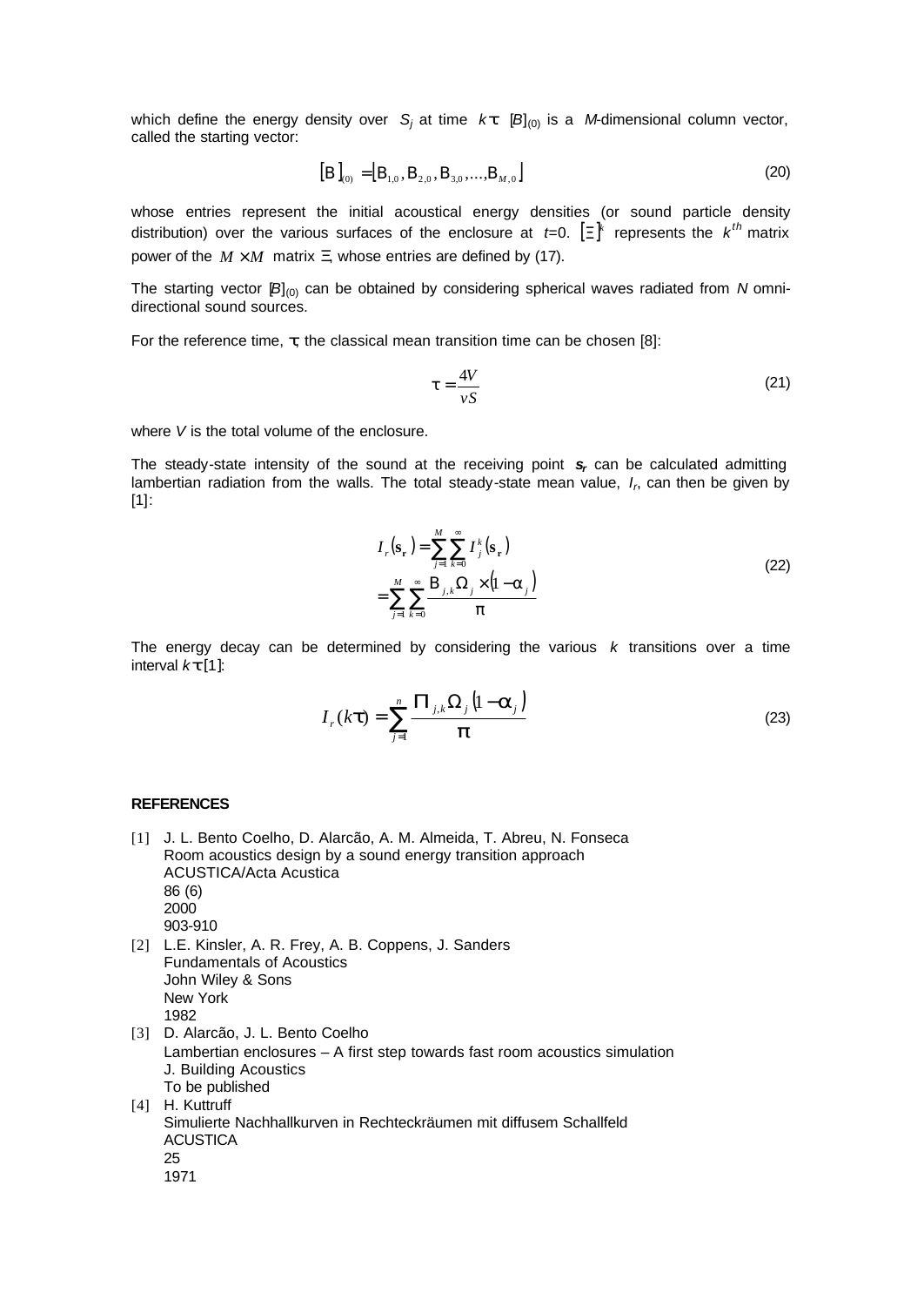which define the energy density over $S_j$ at time $k\tau$. $[B]_{(0)}$ is a $M$-dimensional column vector, called the starting vector:

$$[B]_{(0)} = \left[B_{1,0}, B_{2,0}, B_{3,0}, ..., B_{M,0}\right] \tag{20}$$

whose entries represent the initial acoustical energy densities (or sound particle density distribution) over the various surfaces of the enclosure at $t$=0. $[\Xi]^k$ represents the $k^{th}$ matrix power of the $M \times M$ matrix $\Xi$, whose entries are defined by (17).

The starting vector $[B]_{(0)}$ can be obtained by considering spherical waves radiated from $N$ omni-directional sound sources.

For the reference time, $\tau$, the classical mean transition time can be chosen [8]:

$$\tau = \frac{4V}{vS} \tag{21}$$

where $V$ is the total volume of the enclosure.

The steady-state intensity of the sound at the receiving point $\mathbf{s_r}$ can be calculated admitting lambertian radiation from the walls. The total steady-state mean value, $I_r$, can then be given by [1]:

$$\begin{aligned} I_r(\mathbf{s_r}) &= \sum_{j=1}^{M} \sum_{k=0}^{\infty} I_j^k(\mathbf{s_r}) \\ &= \sum_{j=1}^{M} \sum_{k=0}^{\infty} \frac{B_{j,k}\Omega_j \times (1-\alpha_j)}{\pi} \end{aligned} \tag{22}$$

The energy decay can be determined by considering the various $k$ transitions over a time interval $k\tau$ [1]:

$$I_r(k\tau) = \sum_{j=1}^{n} \frac{\Pi_{j,k}\Omega_j (1-\alpha_j)}{\pi} \tag{23}$$

**REFERENCES**

[1] J. L. Bento Coelho, D. Alarcão, A. M. Almeida, T. Abreu, N. Fonseca
Room acoustics design by a sound energy transition approach
ACUSTICA/Acta Acustica
86 (6)
2000
903-910

[2] L.E. Kinsler, A. R. Frey, A. B. Coppens, J. Sanders
Fundamentals of Acoustics
John Wiley & Sons
New York
1982

[3] D. Alarcão, J. L. Bento Coelho
Lambertian enclosures – A first step towards fast room acoustics simulation
J. Building Acoustics
To be published

[4] H. Kuttruff
Simulierte Nachhallkurven in Rechteckräumen mit diffusem Schallfeld
ACUSTICA
25
1971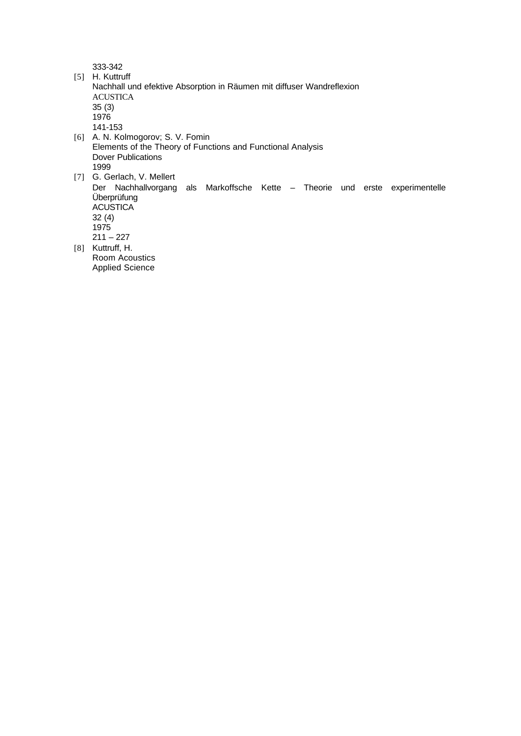333-342

[5] H. Kuttruff
Nachhall und efektive Absorption in Räumen mit diffuser Wandreflexion
ACUSTICA
35 (3)
1976
141-153

[6] A. N. Kolmogorov; S. V. Fomin
Elements of the Theory of Functions and Functional Analysis
Dover Publications
1999

[7] G. Gerlach, V. Mellert
Der Nachhallvorgang als Markoffsche Kette – Theorie und erste experimentelle Überprüfung
ACUSTICA
32 (4)
1975
211 – 227

[8] Kuttruff, H.
Room Acoustics
Applied Science